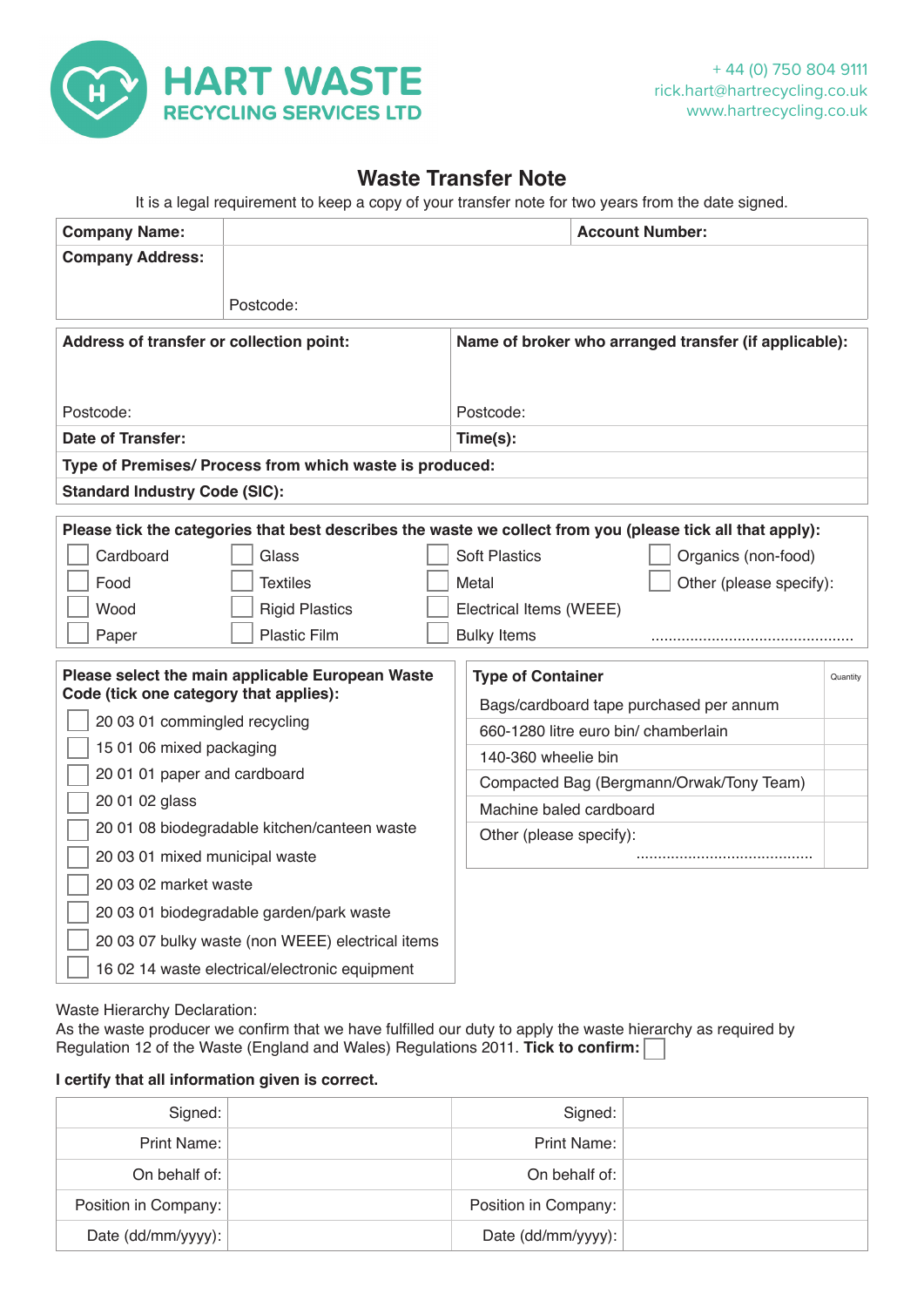# HART WASTE
## RECYCLING SERVICES LTD

+ 44 (0) 750 804 9111
rick.hart@hartrecycling.co.uk
www.hartrecycling.co.uk

## Waste Transfer Note

It is a legal requirement to keep a copy of your transfer note for two years from the date signed.

| **Company Name:** | | **Account Number:** |
|---|---|---|
| **Company Address:** | Postcode: | |

| **Address of transfer or collection point:** | **Name of broker who arranged transfer (if applicable):** |
|---|---|
| Postcode: | Postcode: |
| **Date of Transfer:** | **Time(s):** |
| **Type of Premises/ Process from which waste is produced:** | |
| **Standard Industry Code (SIC):** | |

**Please tick the categories that best describes the waste we collect from you (please tick all that apply):**

| | | | |
|---|---|---|---|
| ☐ Cardboard | ☐ Glass | ☐ Soft Plastics | ☐ Organics (non-food) |
| ☐ Food | ☐ Textiles | ☐ Metal | ☐ Other (please specify): |
| ☐ Wood | ☐ Rigid Plastics | ☐ Electrical Items (WEEE) | |
| ☐ Paper | ☐ Plastic Film | ☐ Bulky Items | ............................................ |

**Please select the main applicable European Waste Code (tick one category that applies):**

- ☐ 20 03 01 commingled recycling
- ☐ 15 01 06 mixed packaging
- ☐ 20 01 01 paper and cardboard
- ☐ 20 01 02 glass
- ☐ 20 01 08 biodegradable kitchen/canteen waste
- ☐ 20 03 01 mixed municipal waste
- ☐ 20 03 02 market waste
- ☐ 20 03 01 biodegradable garden/park waste
- ☐ 20 03 07 bulky waste (non WEEE) electrical items
- ☐ 16 02 14 waste electrical/electronic equipment

| **Type of Container** | Quantity |
|---|---|
| Bags/cardboard tape purchased per annum | |
| 660-1280 litre euro bin/ chamberlain | |
| 140-360 wheelie bin | |
| Compacted Bag (Bergmann/Orwak/Tony Team) | |
| Machine baled cardboard | |
| Other (please specify): ........................................ | |

Waste Hierarchy Declaration:
As the waste producer we confirm that we have fulfilled our duty to apply the waste hierarchy as required by Regulation 12 of the Waste (England and Wales) Regulations 2011. **Tick to confirm:** ☐

**I certify that all information given is correct.**

| | | | |
|---|---|---|---|
| Signed: | | Signed: | |
| Print Name: | | Print Name: | |
| On behalf of: | | On behalf of: | |
| Position in Company: | | Position in Company: | |
| Date (dd/mm/yyyy): | | Date (dd/mm/yyyy): | |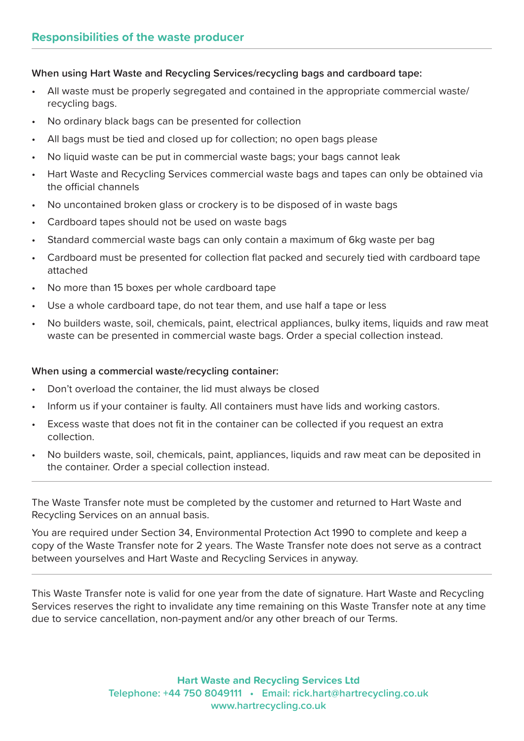## Responsibilities of the waste producer

**When using Hart Waste and Recycling Services/recycling bags and cardboard tape:**

- All waste must be properly segregated and contained in the appropriate commercial waste/ recycling bags.
- No ordinary black bags can be presented for collection
- All bags must be tied and closed up for collection; no open bags please
- No liquid waste can be put in commercial waste bags; your bags cannot leak
- Hart Waste and Recycling Services commercial waste bags and tapes can only be obtained via the official channels
- No uncontained broken glass or crockery is to be disposed of in waste bags
- Cardboard tapes should not be used on waste bags
- Standard commercial waste bags can only contain a maximum of 6kg waste per bag
- Cardboard must be presented for collection flat packed and securely tied with cardboard tape attached
- No more than 15 boxes per whole cardboard tape
- Use a whole cardboard tape, do not tear them, and use half a tape or less
- No builders waste, soil, chemicals, paint, electrical appliances, bulky items, liquids and raw meat waste can be presented in commercial waste bags. Order a special collection instead.

**When using a commercial waste/recycling container:**

- Don't overload the container, the lid must always be closed
- Inform us if your container is faulty. All containers must have lids and working castors.
- Excess waste that does not fit in the container can be collected if you request an extra collection.
- No builders waste, soil, chemicals, paint, appliances, liquids and raw meat can be deposited in the container. Order a special collection instead.

---

The Waste Transfer note must be completed by the customer and returned to Hart Waste and Recycling Services on an annual basis.

You are required under Section 34, Environmental Protection Act 1990 to complete and keep a copy of the Waste Transfer note for 2 years. The Waste Transfer note does not serve as a contract between yourselves and Hart Waste and Recycling Services in anyway.

---

This Waste Transfer note is valid for one year from the date of signature. Hart Waste and Recycling Services reserves the right to invalidate any time remaining on this Waste Transfer note at any time due to service cancellation, non-payment and/or any other breach of our Terms.

**Hart Waste and Recycling Services Ltd**
Telephone: +44 750 8049111 • Email: rick.hart@hartrecycling.co.uk
www.hartrecycling.co.uk